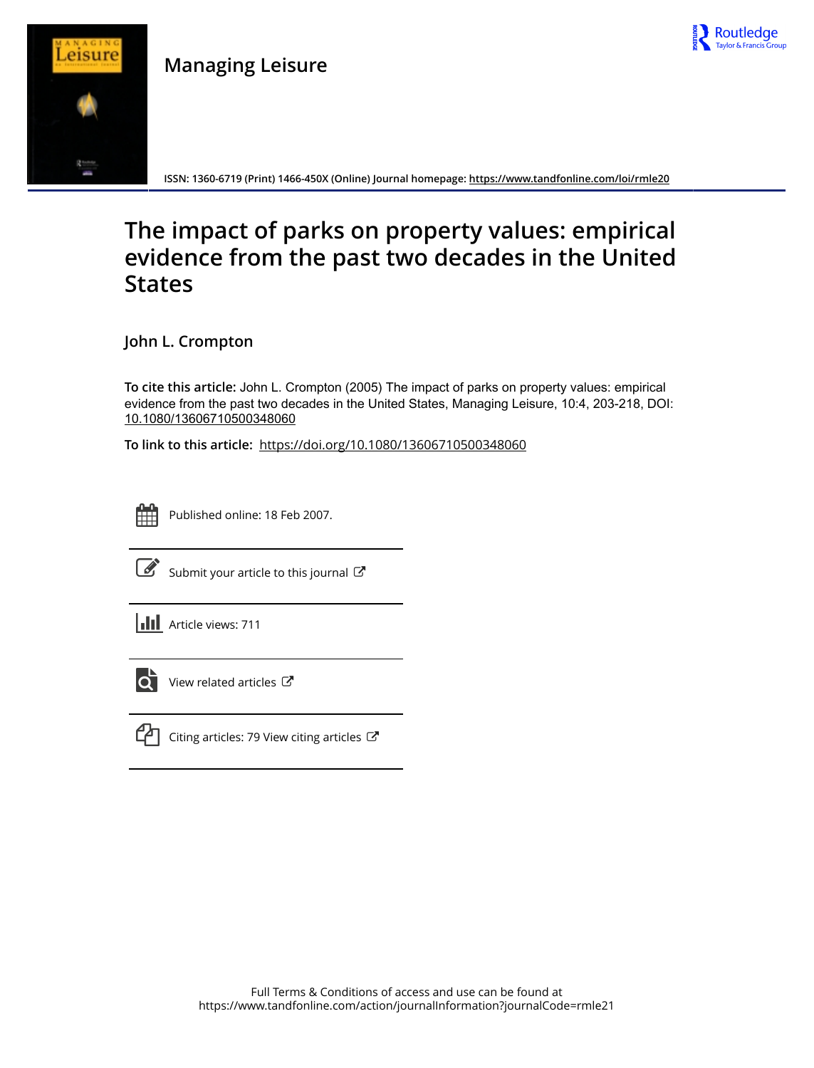Managing Leisure

ISSN: 1360-6719 (Print) 1466-450X (Online) Journal homepage: https://www.tandfonline.com/loi/rmle20

# The impact of parks on property values: empirical evidence from the past two decades in the United States

John L. Crompton

**To cite this article:** John L. Crompton (2005) The impact of parks on property values: empirical evidence from the past two decades in the United States, Managing Leisure, 10:4, 203-218, DOI: 10.1080/13606710500348060

**To link to this article:** https://doi.org/10.1080/13606710500348060

Published online: 18 Feb 2007.

Submit your article to this journal

Article views: 711

View related articles

Citing articles: 79 View citing articles

Full Terms & Conditions of access and use can be found at
https://www.tandfonline.com/action/journalInformation?journalCode=rmle21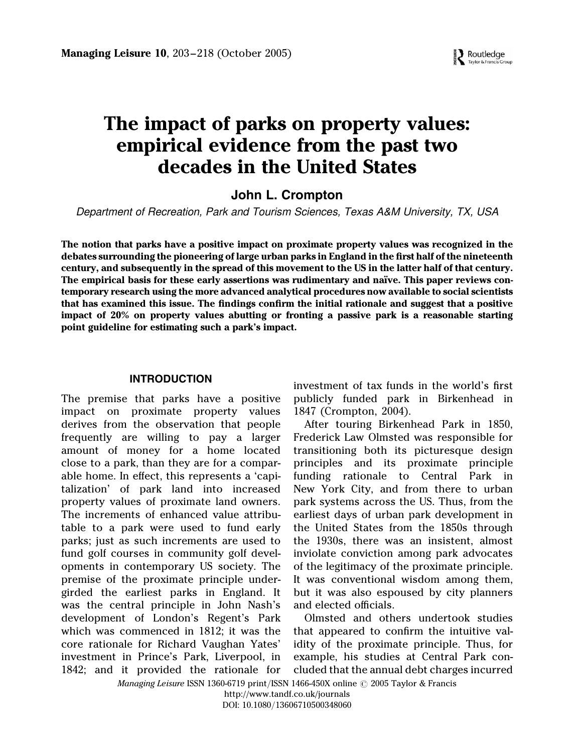# The impact of parks on property values: empirical evidence from the past two decades in the United States

**John L. Crompton**

*Department of Recreation, Park and Tourism Sciences, Texas A&M University, TX, USA*

**The notion that parks have a positive impact on proximate property values was recognized in the debates surrounding the pioneering of large urban parks in England in the first half of the nineteenth century, and subsequently in the spread of this movement to the US in the latter half of that century. The empirical basis for these early assertions was rudimentary and naïve. This paper reviews contemporary research using the more advanced analytical procedures now available to social scientists that has examined this issue. The findings confirm the initial rationale and suggest that a positive impact of 20% on property values abutting or fronting a passive park is a reasonable starting point guideline for estimating such a park's impact.**

## INTRODUCTION

The premise that parks have a positive impact on proximate property values derives from the observation that people frequently are willing to pay a larger amount of money for a home located close to a park, than they are for a comparable home. In effect, this represents a 'capitalization' of park land into increased property values of proximate land owners. The increments of enhanced value attributable to a park were used to fund early parks; just as such increments are used to fund golf courses in community golf developments in contemporary US society. The premise of the proximate principle undergirded the earliest parks in England. It was the central principle in John Nash's development of London's Regent's Park which was commenced in 1812; it was the core rationale for Richard Vaughan Yates' investment in Prince's Park, Liverpool, in 1842; and it provided the rationale for investment of tax funds in the world's first publicly funded park in Birkenhead in 1847 (Crompton, 2004).

After touring Birkenhead Park in 1850, Frederick Law Olmsted was responsible for transitioning both its picturesque design principles and its proximate principle funding rationale to Central Park in New York City, and from there to urban park systems across the US. Thus, from the earliest days of urban park development in the United States from the 1850s through the 1930s, there was an insistent, almost inviolate conviction among park advocates of the legitimacy of the proximate principle. It was conventional wisdom among them, but it was also espoused by city planners and elected officials.

Olmsted and others undertook studies that appeared to confirm the intuitive validity of the proximate principle. Thus, for example, his studies at Central Park concluded that the annual debt charges incurred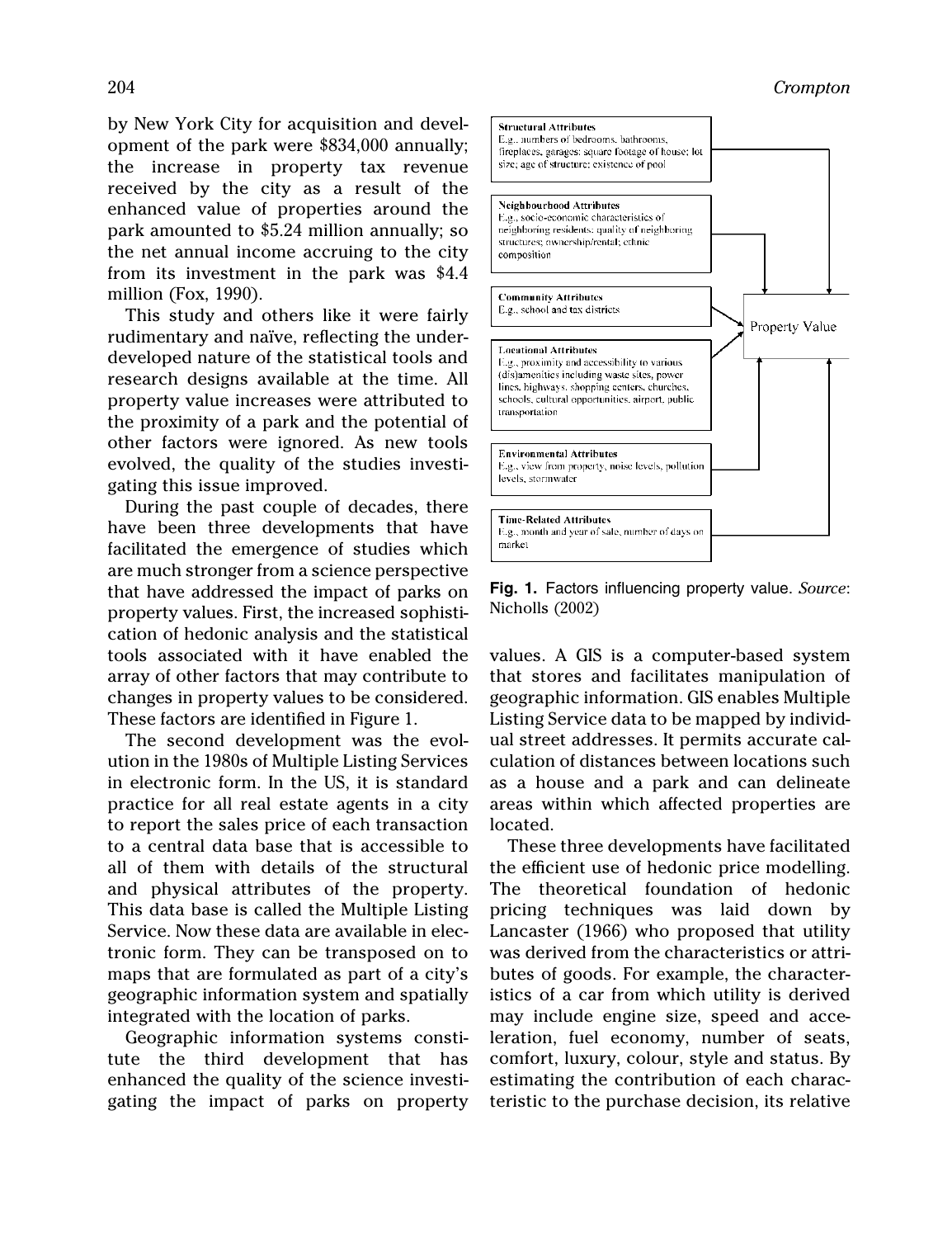by New York City for acquisition and development of the park were $834,000 annually; the increase in property tax revenue received by the city as a result of the enhanced value of properties around the park amounted to $5.24 million annually; so the net annual income accruing to the city from its investment in the park was $4.4 million (Fox, 1990).

This study and others like it were fairly rudimentary and naïve, reflecting the underdeveloped nature of the statistical tools and research designs available at the time. All property value increases were attributed to the proximity of a park and the potential of other factors were ignored. As new tools evolved, the quality of the studies investigating this issue improved.

During the past couple of decades, there have been three developments that have facilitated the emergence of studies which are much stronger from a science perspective that have addressed the impact of parks on property values. First, the increased sophistication of hedonic analysis and the statistical tools associated with it have enabled the array of other factors that may contribute to changes in property values to be considered. These factors are identified in Figure 1.

The second development was the evolution in the 1980s of Multiple Listing Services in electronic form. In the US, it is standard practice for all real estate agents in a city to report the sales price of each transaction to a central data base that is accessible to all of them with details of the structural and physical attributes of the property. This data base is called the Multiple Listing Service. Now these data are available in electronic form. They can be transposed on to maps that are formulated as part of a city's geographic information system and spatially integrated with the location of parks.

Geographic information systems constitute the third development that has enhanced the quality of the science investigating the impact of parks on property values. A GIS is a computer-based system that stores and facilitates manipulation of geographic information. GIS enables Multiple Listing Service data to be mapped by individual street addresses. It permits accurate calculation of distances between locations such as a house and a park and can delineate areas within which affected properties are located.

**Structural Attributes**
E.g., numbers of bedrooms, bathrooms, fireplaces, garages; square footage of house; lot size; age of structure; existence of pool

**Neighbourhood Attributes**
E.g., socio-economic characteristics of neighboring residents; quality of neighboring structures; ownership/rental; ethnic composition

**Community Attributes**
E.g., school and tax districts

**Locational Attributes**
E.g., proximity and accessibility to various (dis)amenities including waste sites, power lines, highways, shopping centers, churches, schools, cultural opportunities, airport, public transportation

**Environmental Attributes**
E.g., view from property, noise levels, pollution levels, stormwater

**Time-Related Attributes**
E.g., month and year of sale, number of days on market

Property Value

**Fig. 1.** Factors influencing property value. *Source*: Nicholls (2002)

These three developments have facilitated the efficient use of hedonic price modelling. The theoretical foundation of hedonic pricing techniques was laid down by Lancaster (1966) who proposed that utility was derived from the characteristics or attributes of goods. For example, the characteristics of a car from which utility is derived may include engine size, speed and acceleration, fuel economy, number of seats, comfort, luxury, colour, style and status. By estimating the contribution of each characteristic to the purchase decision, its relative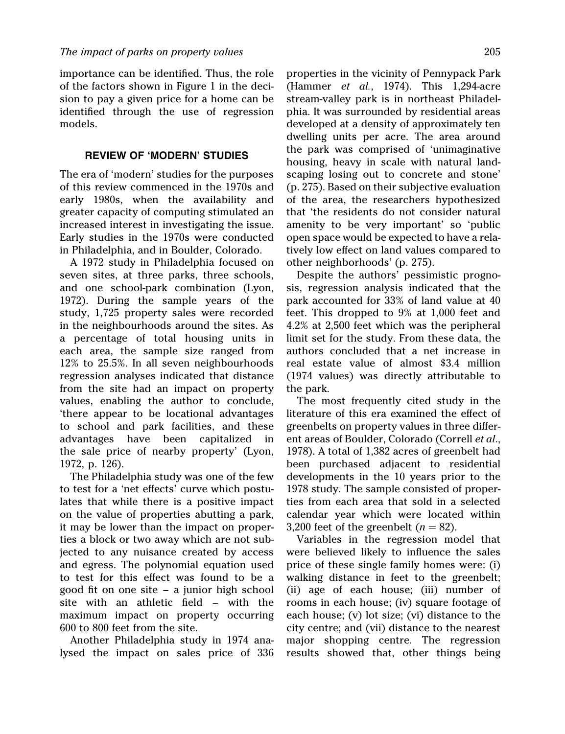importance can be identified. Thus, the role of the factors shown in Figure 1 in the decision to pay a given price for a home can be identified through the use of regression models.

## REVIEW OF 'MODERN' STUDIES

The era of 'modern' studies for the purposes of this review commenced in the 1970s and early 1980s, when the availability and greater capacity of computing stimulated an increased interest in investigating the issue. Early studies in the 1970s were conducted in Philadelphia, and in Boulder, Colorado.

A 1972 study in Philadelphia focused on seven sites, at three parks, three schools, and one school-park combination (Lyon, 1972). During the sample years of the study, 1,725 property sales were recorded in the neighbourhoods around the sites. As a percentage of total housing units in each area, the sample size ranged from 12% to 25.5%. In all seven neighbourhoods regression analyses indicated that distance from the site had an impact on property values, enabling the author to conclude, 'there appear to be locational advantages to school and park facilities, and these advantages have been capitalized in the sale price of nearby property' (Lyon, 1972, p. 126).

The Philadelphia study was one of the few to test for a 'net effects' curve which postulates that while there is a positive impact on the value of properties abutting a park, it may be lower than the impact on properties a block or two away which are not subjected to any nuisance created by access and egress. The polynomial equation used to test for this effect was found to be a good fit on one site – a junior high school site with an athletic field – with the maximum impact on property occurring 600 to 800 feet from the site.

Another Philadelphia study in 1974 analysed the impact on sales price of 336 properties in the vicinity of Pennypack Park (Hammer *et al.*, 1974). This 1,294-acre stream-valley park is in northeast Philadelphia. It was surrounded by residential areas developed at a density of approximately ten dwelling units per acre. The area around the park was comprised of 'unimaginative housing, heavy in scale with natural landscaping losing out to concrete and stone' (p. 275). Based on their subjective evaluation of the area, the researchers hypothesized that 'the residents do not consider natural amenity to be very important' so 'public open space would be expected to have a relatively low effect on land values compared to other neighborhoods' (p. 275).

Despite the authors' pessimistic prognosis, regression analysis indicated that the park accounted for 33% of land value at 40 feet. This dropped to 9% at 1,000 feet and 4.2% at 2,500 feet which was the peripheral limit set for the study. From these data, the authors concluded that a net increase in real estate value of almost $3.4 million (1974 values) was directly attributable to the park.

The most frequently cited study in the literature of this era examined the effect of greenbelts on property values in three different areas of Boulder, Colorado (Correll *et al.*, 1978). A total of 1,382 acres of greenbelt had been purchased adjacent to residential developments in the 10 years prior to the 1978 study. The sample consisted of properties from each area that sold in a selected calendar year which were located within 3,200 feet of the greenbelt ($n = 82$).

Variables in the regression model that were believed likely to influence the sales price of these single family homes were: (i) walking distance in feet to the greenbelt; (ii) age of each house; (iii) number of rooms in each house; (iv) square footage of each house; (v) lot size; (vi) distance to the city centre; and (vii) distance to the nearest major shopping centre. The regression results showed that, other things being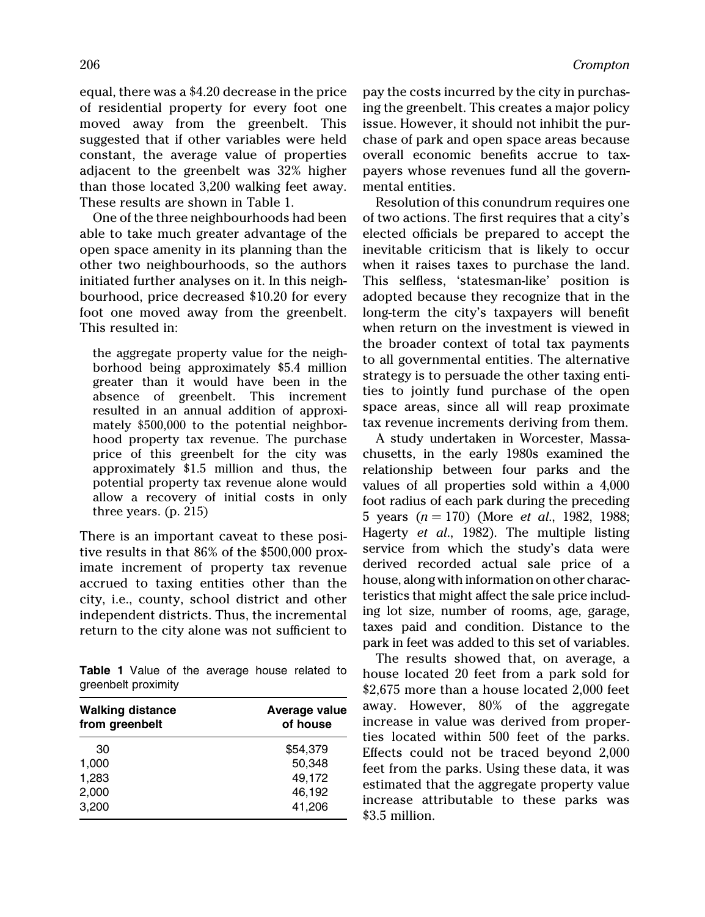equal, there was a $4.20 decrease in the price of residential property for every foot one moved away from the greenbelt. This suggested that if other variables were held constant, the average value of properties adjacent to the greenbelt was 32% higher than those located 3,200 walking feet away. These results are shown in Table 1.

One of the three neighbourhoods had been able to take much greater advantage of the open space amenity in its planning than the other two neighbourhoods, so the authors initiated further analyses on it. In this neighbourhood, price decreased $10.20 for every foot one moved away from the greenbelt. This resulted in:

> the aggregate property value for the neighborhood being approximately $5.4 million greater than it would have been in the absence of greenbelt. This increment resulted in an annual addition of approximately $500,000 to the potential neighborhood property tax revenue. The purchase price of this greenbelt for the city was approximately $1.5 million and thus, the potential property tax revenue alone would allow a recovery of initial costs in only three years. (p. 215)

There is an important caveat to these positive results in that 86% of the $500,000 proximate increment of property tax revenue accrued to taxing entities other than the city, i.e., county, school district and other independent districts. Thus, the incremental return to the city alone was not sufficient to pay the costs incurred by the city in purchasing the greenbelt. This creates a major policy issue. However, it should not inhibit the purchase of park and open space areas because overall economic benefits accrue to taxpayers whose revenues fund all the governmental entities.

**Table 1** Value of the average house related to greenbelt proximity

| Walking distance from greenbelt | Average value of house |
|---|---|
| 30 | $54,379 |
| 1,000 | 50,348 |
| 1,283 | 49,172 |
| 2,000 | 46,192 |
| 3,200 | 41,206 |

Resolution of this conundrum requires one of two actions. The first requires that a city's elected officials be prepared to accept the inevitable criticism that is likely to occur when it raises taxes to purchase the land. This selfless, 'statesman-like' position is adopted because they recognize that in the long-term the city's taxpayers will benefit when return on the investment is viewed in the broader context of total tax payments to all governmental entities. The alternative strategy is to persuade the other taxing entities to jointly fund purchase of the open space areas, since all will reap proximate tax revenue increments deriving from them.

A study undertaken in Worcester, Massachusetts, in the early 1980s examined the relationship between four parks and the values of all properties sold within a 4,000 foot radius of each park during the preceding 5 years ($n = 170$) (More *et al*., 1982, 1988; Hagerty *et al*., 1982). The multiple listing service from which the study's data were derived recorded actual sale price of a house, along with information on other characteristics that might affect the sale price including lot size, number of rooms, age, garage, taxes paid and condition. Distance to the park in feet was added to this set of variables.

The results showed that, on average, a house located 20 feet from a park sold for $2,675 more than a house located 2,000 feet away. However, 80% of the aggregate increase in value was derived from properties located within 500 feet of the parks. Effects could not be traced beyond 2,000 feet from the parks. Using these data, it was estimated that the aggregate property value increase attributable to these parks was $3.5 million.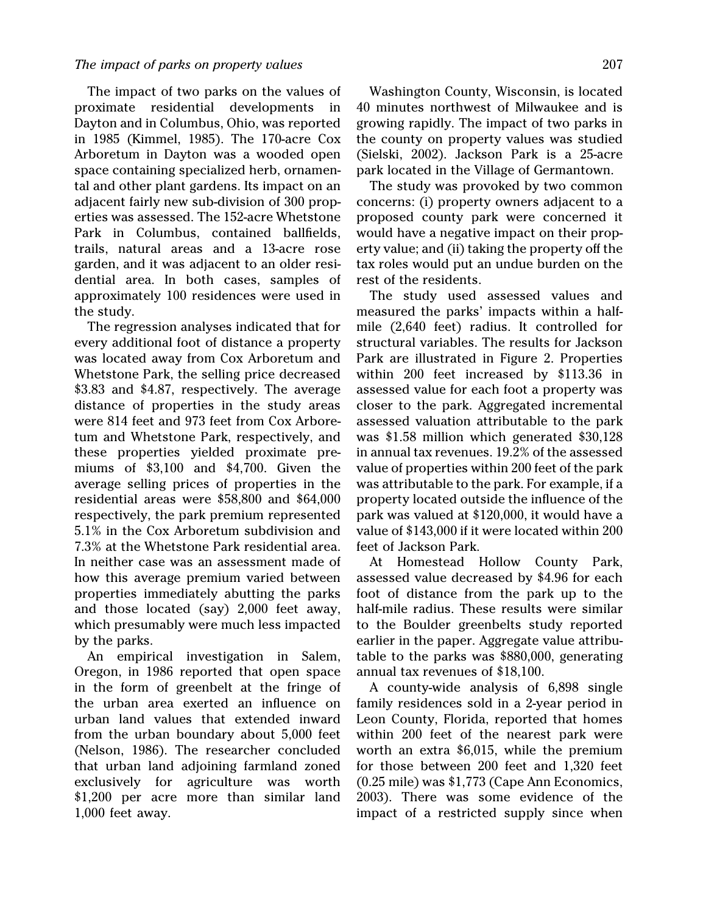The impact of two parks on the values of proximate residential developments in Dayton and in Columbus, Ohio, was reported in 1985 (Kimmel, 1985). The 170-acre Cox Arboretum in Dayton was a wooded open space containing specialized herb, ornamental and other plant gardens. Its impact on an adjacent fairly new sub-division of 300 properties was assessed. The 152-acre Whetstone Park in Columbus, contained ballfields, trails, natural areas and a 13-acre rose garden, and it was adjacent to an older residential area. In both cases, samples of approximately 100 residences were used in the study.

The regression analyses indicated that for every additional foot of distance a property was located away from Cox Arboretum and Whetstone Park, the selling price decreased $3.83 and $4.87, respectively. The average distance of properties in the study areas were 814 feet and 973 feet from Cox Arboretum and Whetstone Park, respectively, and these properties yielded proximate premiums of $3,100 and $4,700. Given the average selling prices of properties in the residential areas were $58,800 and $64,000 respectively, the park premium represented 5.1% in the Cox Arboretum subdivision and 7.3% at the Whetstone Park residential area. In neither case was an assessment made of how this average premium varied between properties immediately abutting the parks and those located (say) 2,000 feet away, which presumably were much less impacted by the parks.

An empirical investigation in Salem, Oregon, in 1986 reported that open space in the form of greenbelt at the fringe of the urban area exerted an influence on urban land values that extended inward from the urban boundary about 5,000 feet (Nelson, 1986). The researcher concluded that urban land adjoining farmland zoned exclusively for agriculture was worth $1,200 per acre more than similar land 1,000 feet away.

Washington County, Wisconsin, is located 40 minutes northwest of Milwaukee and is growing rapidly. The impact of two parks in the county on property values was studied (Sielski, 2002). Jackson Park is a 25-acre park located in the Village of Germantown.

The study was provoked by two common concerns: (i) property owners adjacent to a proposed county park were concerned it would have a negative impact on their property value; and (ii) taking the property off the tax roles would put an undue burden on the rest of the residents.

The study used assessed values and measured the parks' impacts within a half-mile (2,640 feet) radius. It controlled for structural variables. The results for Jackson Park are illustrated in Figure 2. Properties within 200 feet increased by $113.36 in assessed value for each foot a property was closer to the park. Aggregated incremental assessed valuation attributable to the park was $1.58 million which generated $30,128 in annual tax revenues. 19.2% of the assessed value of properties within 200 feet of the park was attributable to the park. For example, if a property located outside the influence of the park was valued at $120,000, it would have a value of $143,000 if it were located within 200 feet of Jackson Park.

At Homestead Hollow County Park, assessed value decreased by $4.96 for each foot of distance from the park up to the half-mile radius. These results were similar to the Boulder greenbelts study reported earlier in the paper. Aggregate value attributable to the parks was $880,000, generating annual tax revenues of $18,100.

A county-wide analysis of 6,898 single family residences sold in a 2-year period in Leon County, Florida, reported that homes within 200 feet of the nearest park were worth an extra $6,015, while the premium for those between 200 feet and 1,320 feet (0.25 mile) was $1,773 (Cape Ann Economics, 2003). There was some evidence of the impact of a restricted supply since when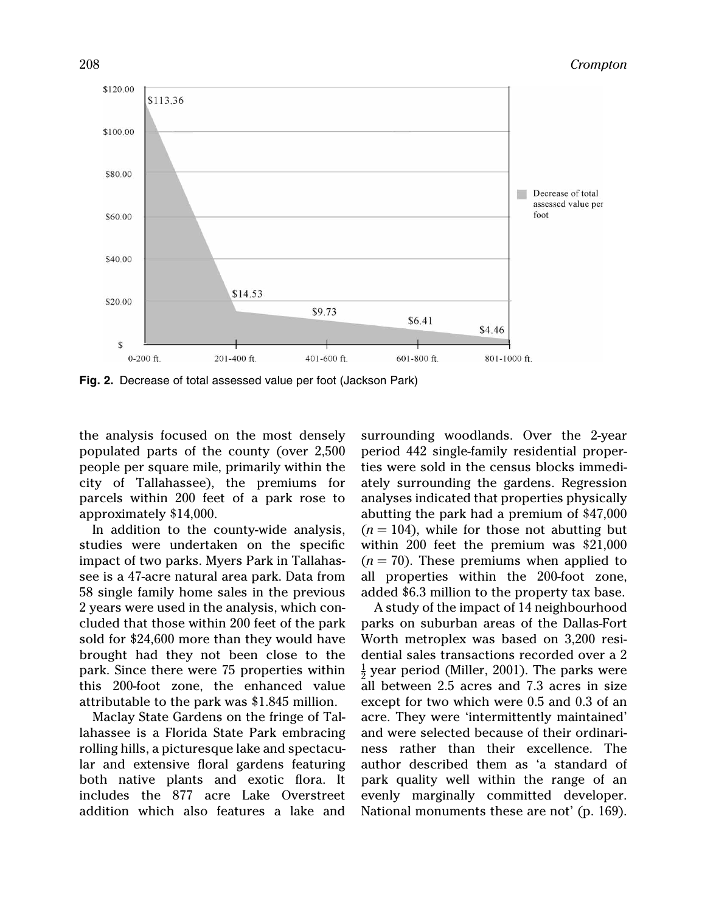Fig. 2. Decrease of total assessed value per foot (Jackson Park)

the analysis focused on the most densely populated parts of the county (over 2,500 people per square mile, primarily within the city of Tallahassee), the premiums for parcels within 200 feet of a park rose to approximately $14,000.

In addition to the county-wide analysis, studies were undertaken on the specific impact of two parks. Myers Park in Tallahassee is a 47-acre natural area park. Data from 58 single family home sales in the previous 2 years were used in the analysis, which concluded that those within 200 feet of the park sold for $24,600 more than they would have brought had they not been close to the park. Since there were 75 properties within this 200-foot zone, the enhanced value attributable to the park was $1.845 million.

Maclay State Gardens on the fringe of Tallahassee is a Florida State Park embracing rolling hills, a picturesque lake and spectacular and extensive floral gardens featuring both native plants and exotic flora. It includes the 877 acre Lake Overstreet addition which also features a lake and surrounding woodlands. Over the 2-year period 442 single-family residential properties were sold in the census blocks immediately surrounding the gardens. Regression analyses indicated that properties physically abutting the park had a premium of $47,000 ($n = 104$), while for those not abutting but within 200 feet the premium was $21,000 ($n = 70$). These premiums when applied to all properties within the 200-foot zone, added $6.3 million to the property tax base.

A study of the impact of 14 neighbourhood parks on suburban areas of the Dallas-Fort Worth metroplex was based on 3,200 residential sales transactions recorded over a 2 $\frac{1}{2}$ year period (Miller, 2001). The parks were all between 2.5 acres and 7.3 acres in size except for two which were 0.5 and 0.3 of an acre. They were 'intermittently maintained' and were selected because of their ordinariness rather than their excellence. The author described them as 'a standard of park quality well within the range of an evenly marginally committed developer. National monuments these are not' (p. 169).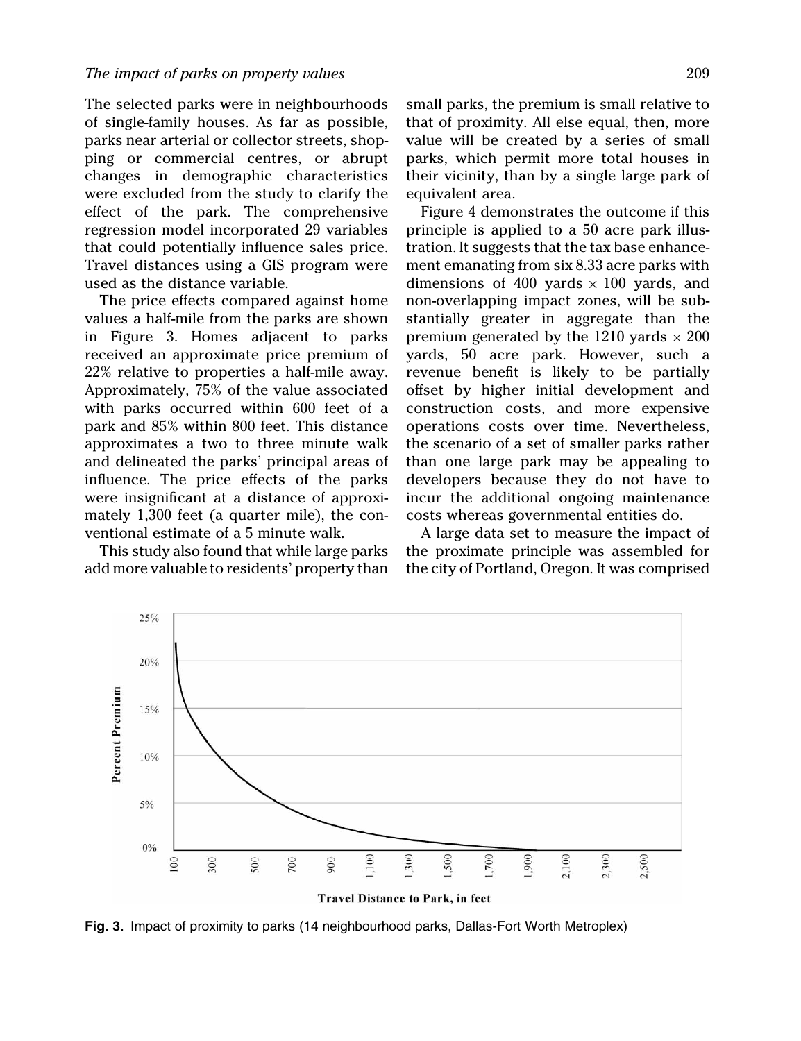The selected parks were in neighbourhoods of single-family houses. As far as possible, parks near arterial or collector streets, shopping or commercial centres, or abrupt changes in demographic characteristics were excluded from the study to clarify the effect of the park. The comprehensive regression model incorporated 29 variables that could potentially influence sales price. Travel distances using a GIS program were used as the distance variable.

The price effects compared against home values a half-mile from the parks are shown in Figure 3. Homes adjacent to parks received an approximate price premium of 22% relative to properties a half-mile away. Approximately, 75% of the value associated with parks occurred within 600 feet of a park and 85% within 800 feet. This distance approximates a two to three minute walk and delineated the parks' principal areas of influence. The price effects of the parks were insignificant at a distance of approximately 1,300 feet (a quarter mile), the conventional estimate of a 5 minute walk.

This study also found that while large parks add more valuable to residents' property than small parks, the premium is small relative to that of proximity. All else equal, then, more value will be created by a series of small parks, which permit more total houses in their vicinity, than by a single large park of equivalent area.

Figure 4 demonstrates the outcome if this principle is applied to a 50 acre park illustration. It suggests that the tax base enhancement emanating from six 8.33 acre parks with dimensions of 400 yards × 100 yards, and non-overlapping impact zones, will be substantially greater in aggregate than the premium generated by the 1210 yards × 200 yards, 50 acre park. However, such a revenue benefit is likely to be partially offset by higher initial development and construction costs, and more expensive operations costs over time. Nevertheless, the scenario of a set of smaller parks rather than one large park may be appealing to developers because they do not have to incur the additional ongoing maintenance costs whereas governmental entities do.

A large data set to measure the impact of the proximate principle was assembled for the city of Portland, Oregon. It was comprised

**Fig. 3.** Impact of proximity to parks (14 neighbourhood parks, Dallas-Fort Worth Metroplex)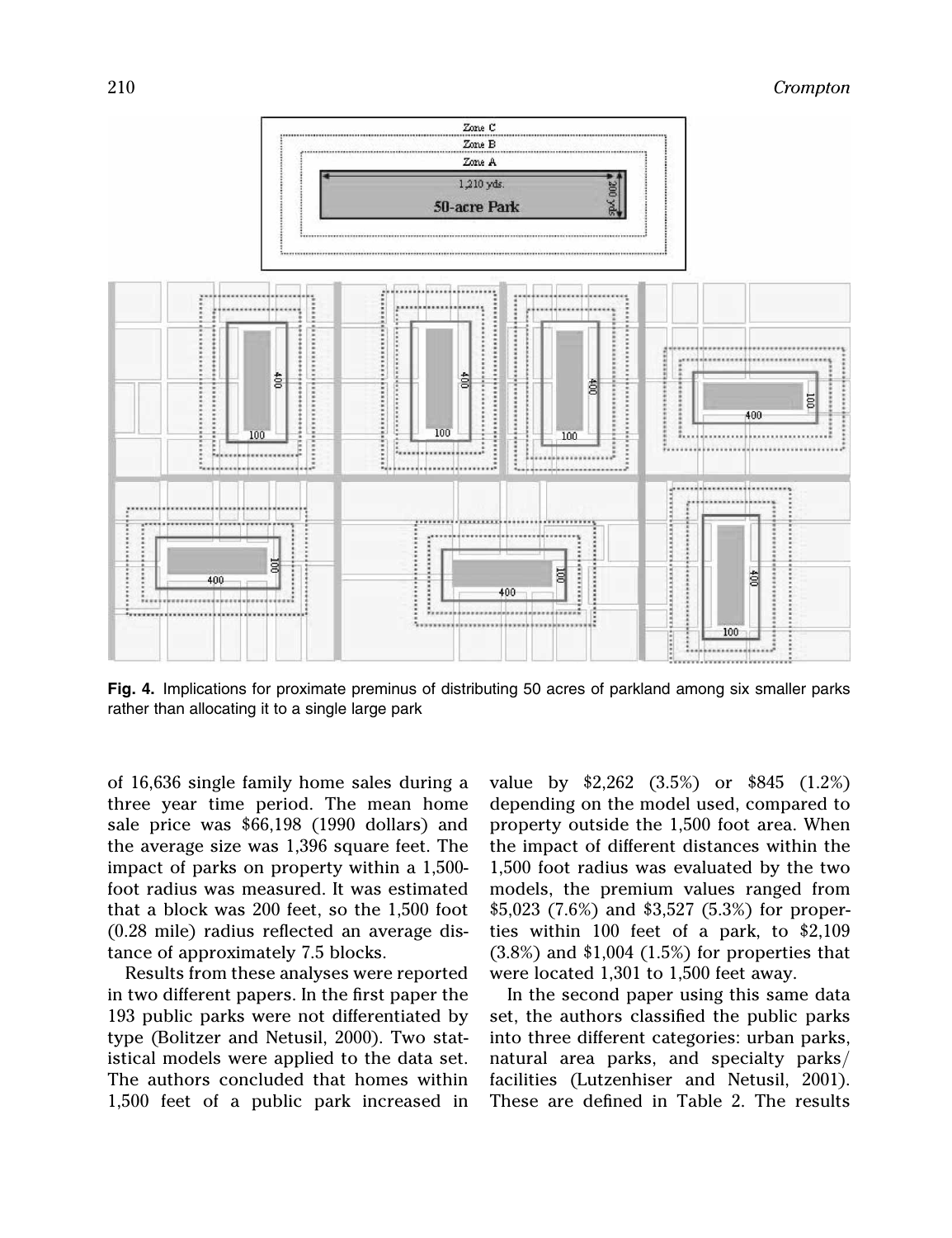**Fig. 4.** Implications for proximate preminus of distributing 50 acres of parkland among six smaller parks rather than allocating it to a single large park

of 16,636 single family home sales during a three year time period. The mean home sale price was $66,198 (1990 dollars) and the average size was 1,396 square feet. The impact of parks on property within a 1,500-foot radius was measured. It was estimated that a block was 200 feet, so the 1,500 foot (0.28 mile) radius reflected an average distance of approximately 7.5 blocks.

Results from these analyses were reported in two different papers. In the first paper the 193 public parks were not differentiated by type (Bolitzer and Netusil, 2000). Two statistical models were applied to the data set. The authors concluded that homes within 1,500 feet of a public park increased in value by $2,262 (3.5%) or $845 (1.2%) depending on the model used, compared to property outside the 1,500 foot area. When the impact of different distances within the 1,500 foot radius was evaluated by the two models, the premium values ranged from $5,023 (7.6%) and $3,527 (5.3%) for properties within 100 feet of a park, to $2,109 (3.8%) and $1,004 (1.5%) for properties that were located 1,301 to 1,500 feet away.

In the second paper using this same data set, the authors classified the public parks into three different categories: urban parks, natural area parks, and specialty parks/facilities (Lutzenhiser and Netusil, 2001). These are defined in Table 2. The results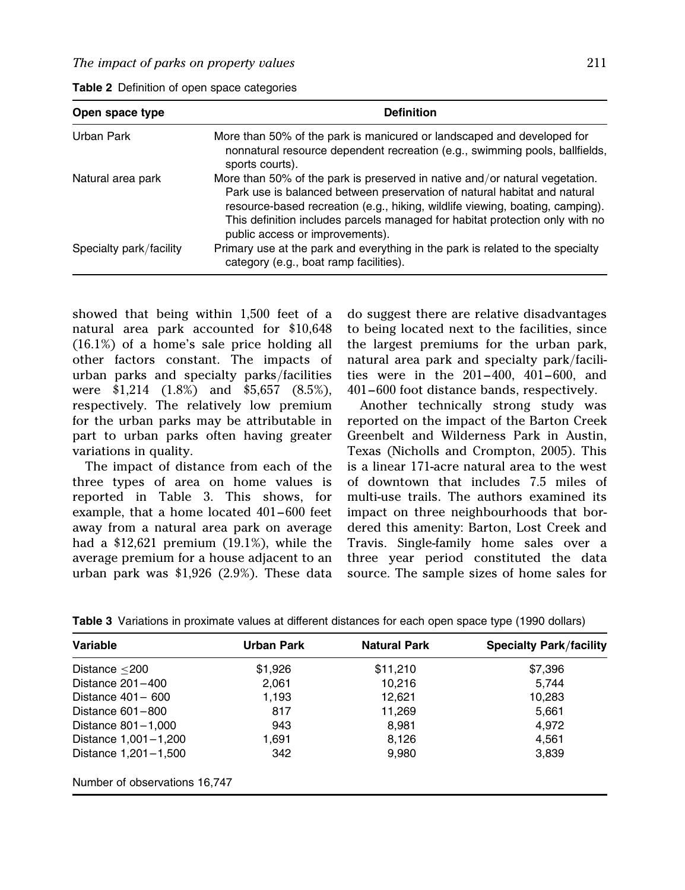**Table 2** Definition of open space categories

| Open space type | Definition |
|---|---|
| Urban Park | More than 50% of the park is manicured or landscaped and developed for nonnatural resource dependent recreation (e.g., swimming pools, ballfields, sports courts). |
| Natural area park | More than 50% of the park is preserved in native and/or natural vegetation. Park use is balanced between preservation of natural habitat and natural resource-based recreation (e.g., hiking, wildlife viewing, boating, camping). This definition includes parcels managed for habitat protection only with no public access or improvements). |
| Specialty park/facility | Primary use at the park and everything in the park is related to the specialty category (e.g., boat ramp facilities). |

showed that being within 1,500 feet of a natural area park accounted for $10,648 (16.1%) of a home's sale price holding all other factors constant. The impacts of urban parks and specialty parks/facilities were $1,214 (1.8%) and $5,657 (8.5%), respectively. The relatively low premium for the urban parks may be attributable in part to urban parks often having greater variations in quality.

The impact of distance from each of the three types of area on home values is reported in Table 3. This shows, for example, that a home located 401–600 feet away from a natural area park on average had a $12,621 premium (19.1%), while the average premium for a house adjacent to an urban park was $1,926 (2.9%). These data do suggest there are relative disadvantages to being located next to the facilities, since the largest premiums for the urban park, natural area park and specialty park/facilities were in the 201–400, 401–600, and 401–600 foot distance bands, respectively.

Another technically strong study was reported on the impact of the Barton Creek Greenbelt and Wilderness Park in Austin, Texas (Nicholls and Crompton, 2005). This is a linear 171-acre natural area to the west of downtown that includes 7.5 miles of multi-use trails. The authors examined its impact on three neighbourhoods that bordered this amenity: Barton, Lost Creek and Travis. Single-family home sales over a three year period constituted the data source. The sample sizes of home sales for

**Table 3** Variations in proximate values at different distances for each open space type (1990 dollars)

| Variable | Urban Park | Natural Park | Specialty Park/facility |
|---|---|---|---|
| Distance ≤200 | $1,926 | $11,210 | $7,396 |
| Distance 201–400 | 2,061 | 10,216 | 5,744 |
| Distance 401– 600 | 1,193 | 12,621 | 10,283 |
| Distance 601–800 | 817 | 11,269 | 5,661 |
| Distance 801–1,000 | 943 | 8,981 | 4,972 |
| Distance 1,001–1,200 | 1,691 | 8,126 | 4,561 |
| Distance 1,201–1,500 | 342 | 9,980 | 3,839 |
| Number of observations 16,747 | | | |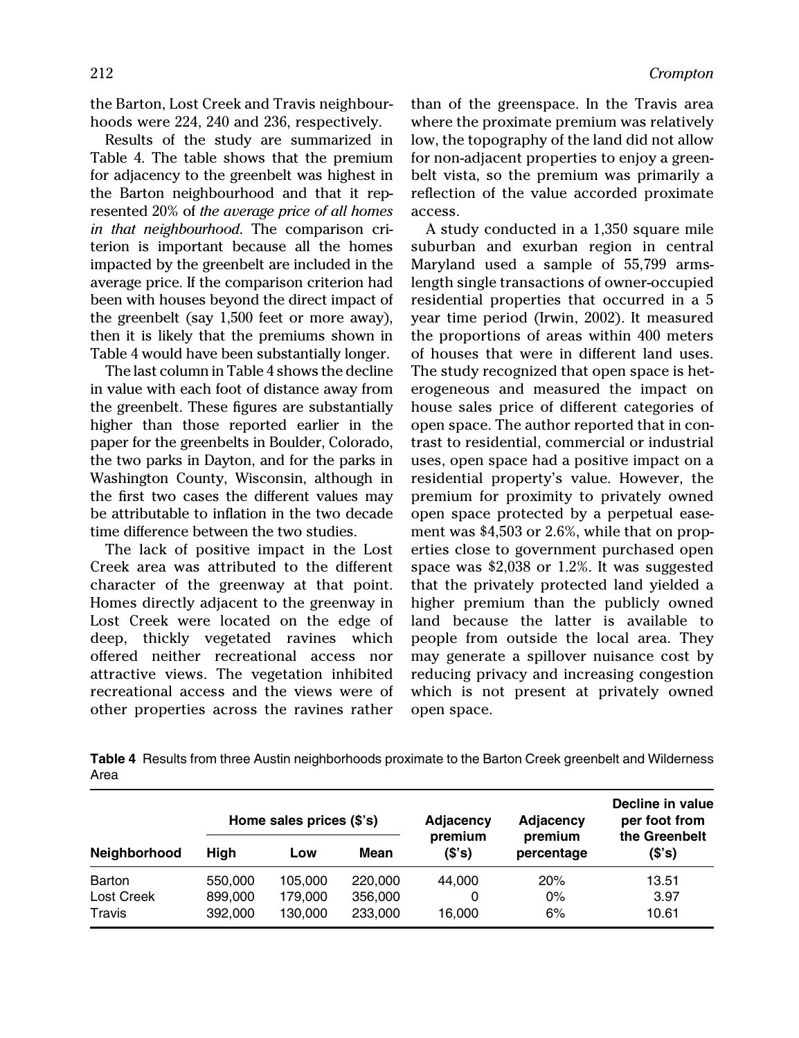the Barton, Lost Creek and Travis neighbourhoods were 224, 240 and 236, respectively.

Results of the study are summarized in Table 4. The table shows that the premium for adjacency to the greenbelt was highest in the Barton neighbourhood and that it represented 20% of *the average price of all homes in that neighbourhood*. The comparison criterion is important because all the homes impacted by the greenbelt are included in the average price. If the comparison criterion had been with houses beyond the direct impact of the greenbelt (say 1,500 feet or more away), then it is likely that the premiums shown in Table 4 would have been substantially longer.

The last column in Table 4 shows the decline in value with each foot of distance away from the greenbelt. These figures are substantially higher than those reported earlier in the paper for the greenbelts in Boulder, Colorado, the two parks in Dayton, and for the parks in Washington County, Wisconsin, although in the first two cases the different values may be attributable to inflation in the two decade time difference between the two studies.

The lack of positive impact in the Lost Creek area was attributed to the different character of the greenway at that point. Homes directly adjacent to the greenway in Lost Creek were located on the edge of deep, thickly vegetated ravines which offered neither recreational access nor attractive views. The vegetation inhibited recreational access and the views were of other properties across the ravines rather than of the greenspace. In the Travis area where the proximate premium was relatively low, the topography of the land did not allow for non-adjacent properties to enjoy a greenbelt vista, so the premium was primarily a reflection of the value accorded proximate access.

A study conducted in a 1,350 square mile suburban and exurban region in central Maryland used a sample of 55,799 arms-length single transactions of owner-occupied residential properties that occurred in a 5 year time period (Irwin, 2002). It measured the proportions of areas within 400 meters of houses that were in different land uses. The study recognized that open space is heterogeneous and measured the impact on house sales price of different categories of open space. The author reported that in contrast to residential, commercial or industrial uses, open space had a positive impact on a residential property's value. However, the premium for proximity to privately owned open space protected by a perpetual easement was $4,503 or 2.6%, while that on properties close to government purchased open space was $2,038 or 1.2%. It was suggested that the privately protected land yielded a higher premium than the publicly owned land because the latter is available to people from outside the local area. They may generate a spillover nuisance cost by reducing privacy and increasing congestion which is not present at privately owned open space.

**Table 4** Results from three Austin neighborhoods proximate to the Barton Creek greenbelt and Wilderness Area

| Neighborhood | Home sales prices ($'s) | | | Adjacency premium ($'s) | Adjacency premium percentage | Decline in value per foot from the Greenbelt ($'s) |
|---|---|---|---|---|---|---|
| | High | Low | Mean | | | |
| Barton | 550,000 | 105,000 | 220,000 | 44,000 | 20% | 13.51 |
| Lost Creek | 899,000 | 179,000 | 356,000 | 0 | 0% | 3.97 |
| Travis | 392,000 | 130,000 | 233,000 | 16,000 | 6% | 10.61 |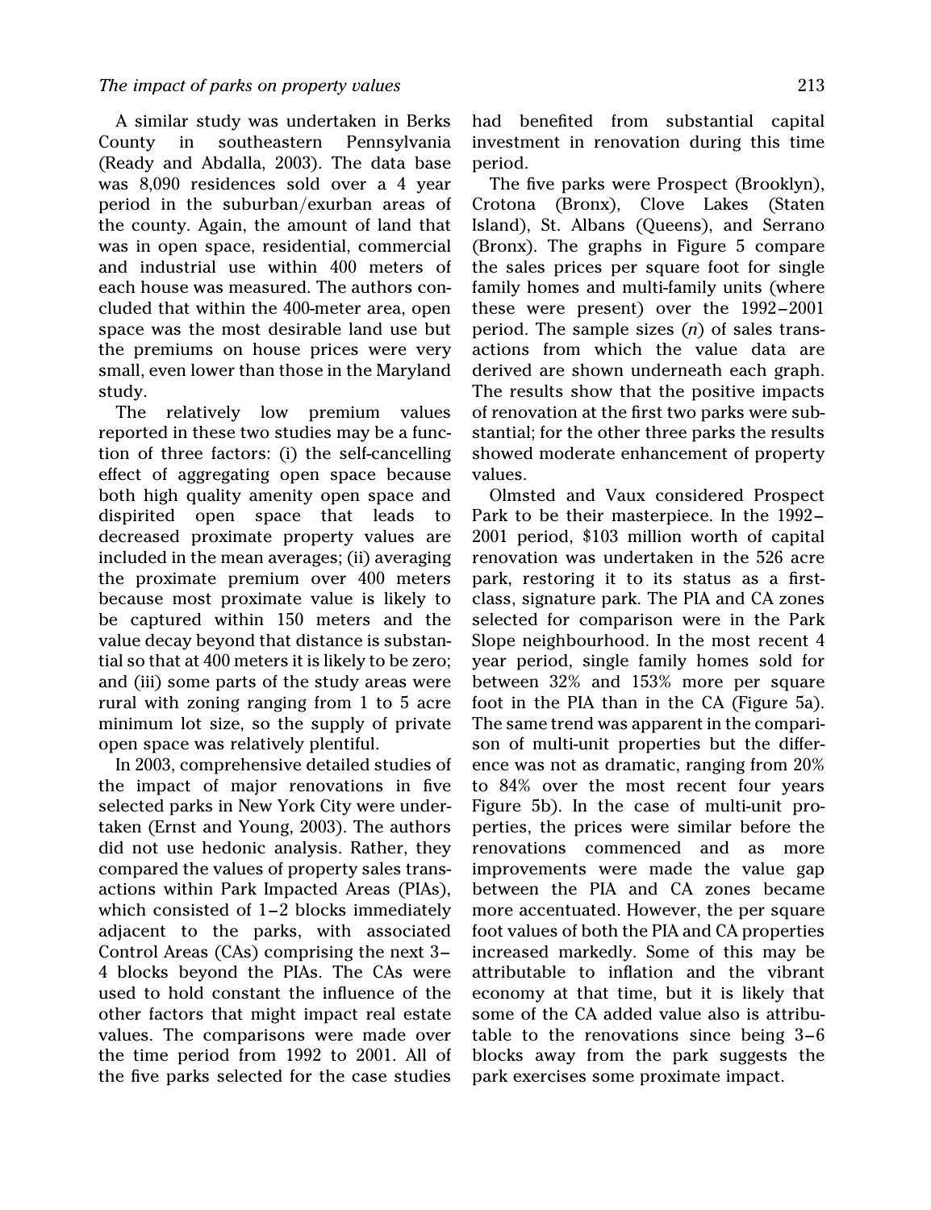A similar study was undertaken in Berks County in southeastern Pennsylvania (Ready and Abdalla, 2003). The data base was 8,090 residences sold over a 4 year period in the suburban/exurban areas of the county. Again, the amount of land that was in open space, residential, commercial and industrial use within 400 meters of each house was measured. The authors concluded that within the 400-meter area, open space was the most desirable land use but the premiums on house prices were very small, even lower than those in the Maryland study.

The relatively low premium values reported in these two studies may be a function of three factors: (i) the self-cancelling effect of aggregating open space because both high quality amenity open space and dispirited open space that leads to decreased proximate property values are included in the mean averages; (ii) averaging the proximate premium over 400 meters because most proximate value is likely to be captured within 150 meters and the value decay beyond that distance is substantial so that at 400 meters it is likely to be zero; and (iii) some parts of the study areas were rural with zoning ranging from 1 to 5 acre minimum lot size, so the supply of private open space was relatively plentiful.

In 2003, comprehensive detailed studies of the impact of major renovations in five selected parks in New York City were undertaken (Ernst and Young, 2003). The authors did not use hedonic analysis. Rather, they compared the values of property sales transactions within Park Impacted Areas (PIAs), which consisted of 1–2 blocks immediately adjacent to the parks, with associated Control Areas (CAs) comprising the next 3–4 blocks beyond the PIAs. The CAs were used to hold constant the influence of the other factors that might impact real estate values. The comparisons were made over the time period from 1992 to 2001. All of the five parks selected for the case studies had benefited from substantial capital investment in renovation during this time period.

The five parks were Prospect (Brooklyn), Crotona (Bronx), Clove Lakes (Staten Island), St. Albans (Queens), and Serrano (Bronx). The graphs in Figure 5 compare the sales prices per square foot for single family homes and multi-family units (where these were present) over the 1992–2001 period. The sample sizes (*n*) of sales transactions from which the value data are derived are shown underneath each graph. The results show that the positive impacts of renovation at the first two parks were substantial; for the other three parks the results showed moderate enhancement of property values.

Olmsted and Vaux considered Prospect Park to be their masterpiece. In the 1992–2001 period, $103 million worth of capital renovation was undertaken in the 526 acre park, restoring it to its status as a first-class, signature park. The PIA and CA zones selected for comparison were in the Park Slope neighbourhood. In the most recent 4 year period, single family homes sold for between 32% and 153% more per square foot in the PIA than in the CA (Figure 5a). The same trend was apparent in the comparison of multi-unit properties but the difference was not as dramatic, ranging from 20% to 84% over the most recent four years Figure 5b). In the case of multi-unit properties, the prices were similar before the renovations commenced and as more improvements were made the value gap between the PIA and CA zones became more accentuated. However, the per square foot values of both the PIA and CA properties increased markedly. Some of this may be attributable to inflation and the vibrant economy at that time, but it is likely that some of the CA added value also is attributable to the renovations since being 3–6 blocks away from the park suggests the park exercises some proximate impact.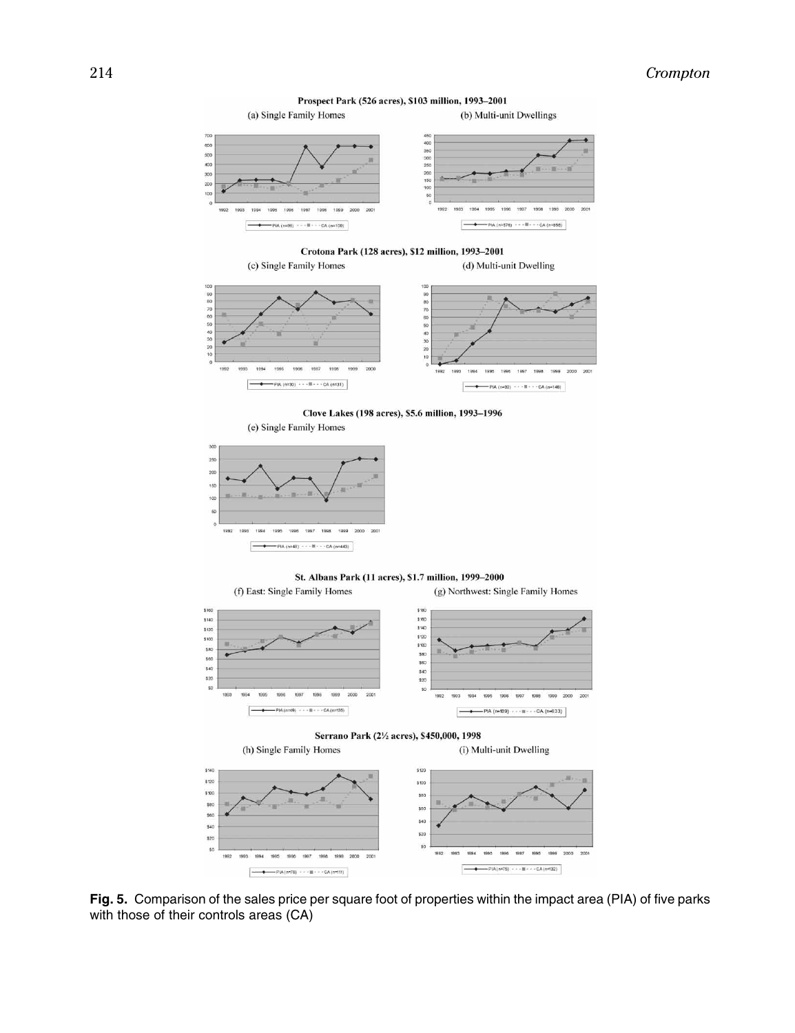Prospect Park (526 acres), $103 million, 1993–2001

(a) Single Family Homes

(b) Multi-unit Dwellings

Crotona Park (128 acres), $12 million, 1993–2001

(c) Single Family Homes

(d) Multi-unit Dwelling

Clove Lakes (198 acres), $5.6 million, 1993–1996

(e) Single Family Homes

St. Albans Park (11 acres), $1.7 million, 1999–2000

(f) East: Single Family Homes

(g) Northwest: Single Family Homes

Serrano Park (2½ acres), $450,000, 1998

(h) Single Family Homes

(i) Multi-unit Dwelling

**Fig. 5.** Comparison of the sales price per square foot of properties within the impact area (PIA) of five parks with those of their controls areas (CA)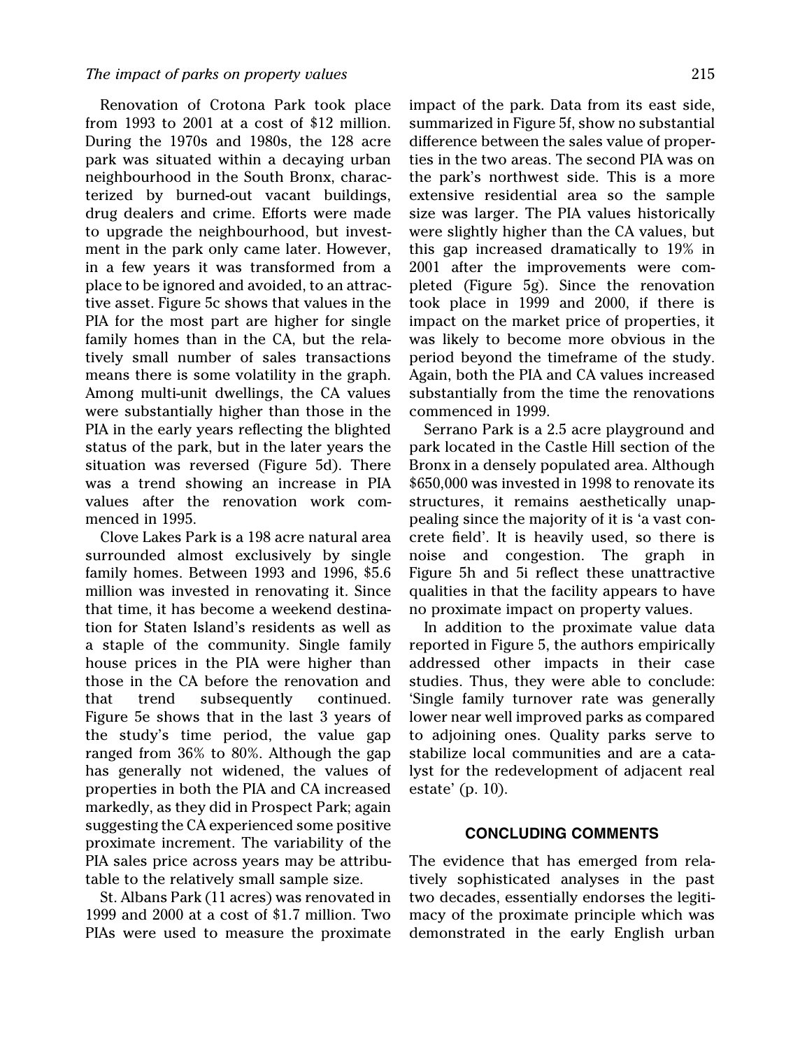Renovation of Crotona Park took place from 1993 to 2001 at a cost of $12 million. During the 1970s and 1980s, the 128 acre park was situated within a decaying urban neighbourhood in the South Bronx, characterized by burned-out vacant buildings, drug dealers and crime. Efforts were made to upgrade the neighbourhood, but investment in the park only came later. However, in a few years it was transformed from a place to be ignored and avoided, to an attractive asset. Figure 5c shows that values in the PIA for the most part are higher for single family homes than in the CA, but the relatively small number of sales transactions means there is some volatility in the graph. Among multi-unit dwellings, the CA values were substantially higher than those in the PIA in the early years reflecting the blighted status of the park, but in the later years the situation was reversed (Figure 5d). There was a trend showing an increase in PIA values after the renovation work commenced in 1995.

Clove Lakes Park is a 198 acre natural area surrounded almost exclusively by single family homes. Between 1993 and 1996, $5.6 million was invested in renovating it. Since that time, it has become a weekend destination for Staten Island's residents as well as a staple of the community. Single family house prices in the PIA were higher than those in the CA before the renovation and that trend subsequently continued. Figure 5e shows that in the last 3 years of the study's time period, the value gap ranged from 36% to 80%. Although the gap has generally not widened, the values of properties in both the PIA and CA increased markedly, as they did in Prospect Park; again suggesting the CA experienced some positive proximate increment. The variability of the PIA sales price across years may be attributable to the relatively small sample size.

St. Albans Park (11 acres) was renovated in 1999 and 2000 at a cost of $1.7 million. Two PIAs were used to measure the proximate impact of the park. Data from its east side, summarized in Figure 5f, show no substantial difference between the sales value of properties in the two areas. The second PIA was on the park's northwest side. This is a more extensive residential area so the sample size was larger. The PIA values historically were slightly higher than the CA values, but this gap increased dramatically to 19% in 2001 after the improvements were completed (Figure 5g). Since the renovation took place in 1999 and 2000, if there is impact on the market price of properties, it was likely to become more obvious in the period beyond the timeframe of the study. Again, both the PIA and CA values increased substantially from the time the renovations commenced in 1999.

Serrano Park is a 2.5 acre playground and park located in the Castle Hill section of the Bronx in a densely populated area. Although $650,000 was invested in 1998 to renovate its structures, it remains aesthetically unappealing since the majority of it is 'a vast concrete field'. It is heavily used, so there is noise and congestion. The graph in Figure 5h and 5i reflect these unattractive qualities in that the facility appears to have no proximate impact on property values.

In addition to the proximate value data reported in Figure 5, the authors empirically addressed other impacts in their case studies. Thus, they were able to conclude: 'Single family turnover rate was generally lower near well improved parks as compared to adjoining ones. Quality parks serve to stabilize local communities and are a catalyst for the redevelopment of adjacent real estate' (p. 10).

## CONCLUDING COMMENTS

The evidence that has emerged from relatively sophisticated analyses in the past two decades, essentially endorses the legitimacy of the proximate principle which was demonstrated in the early English urban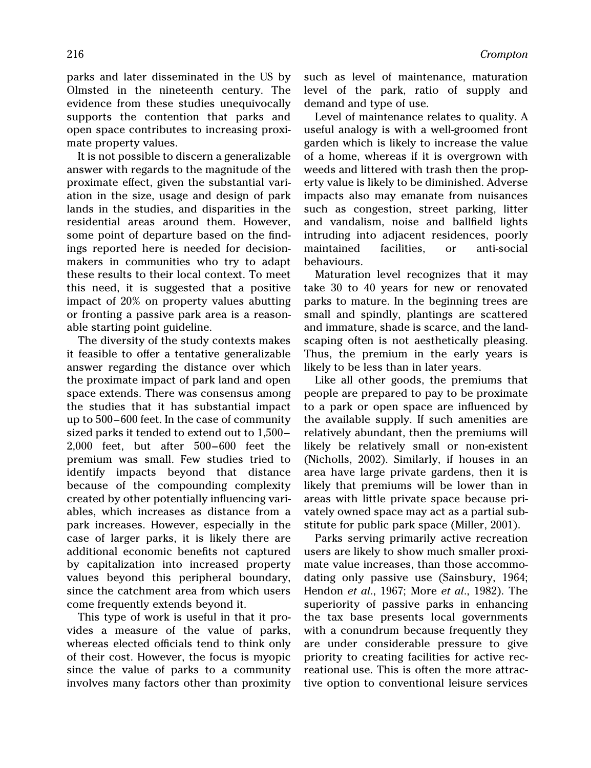parks and later disseminated in the US by Olmsted in the nineteenth century. The evidence from these studies unequivocally supports the contention that parks and open space contributes to increasing proximate property values.

It is not possible to discern a generalizable answer with regards to the magnitude of the proximate effect, given the substantial variation in the size, usage and design of park lands in the studies, and disparities in the residential areas around them. However, some point of departure based on the findings reported here is needed for decision-makers in communities who try to adapt these results to their local context. To meet this need, it is suggested that a positive impact of 20% on property values abutting or fronting a passive park area is a reasonable starting point guideline.

The diversity of the study contexts makes it feasible to offer a tentative generalizable answer regarding the distance over which the proximate impact of park land and open space extends. There was consensus among the studies that it has substantial impact up to 500–600 feet. In the case of community sized parks it tended to extend out to 1,500–2,000 feet, but after 500–600 feet the premium was small. Few studies tried to identify impacts beyond that distance because of the compounding complexity created by other potentially influencing variables, which increases as distance from a park increases. However, especially in the case of larger parks, it is likely there are additional economic benefits not captured by capitalization into increased property values beyond this peripheral boundary, since the catchment area from which users come frequently extends beyond it.

This type of work is useful in that it provides a measure of the value of parks, whereas elected officials tend to think only of their cost. However, the focus is myopic since the value of parks to a community involves many factors other than proximity such as level of maintenance, maturation level of the park, ratio of supply and demand and type of use.

Level of maintenance relates to quality. A useful analogy is with a well-groomed front garden which is likely to increase the value of a home, whereas if it is overgrown with weeds and littered with trash then the property value is likely to be diminished. Adverse impacts also may emanate from nuisances such as congestion, street parking, litter and vandalism, noise and ballfield lights intruding into adjacent residences, poorly maintained facilities, or anti-social behaviours.

Maturation level recognizes that it may take 30 to 40 years for new or renovated parks to mature. In the beginning trees are small and spindly, plantings are scattered and immature, shade is scarce, and the landscaping often is not aesthetically pleasing. Thus, the premium in the early years is likely to be less than in later years.

Like all other goods, the premiums that people are prepared to pay to be proximate to a park or open space are influenced by the available supply. If such amenities are relatively abundant, then the premiums will likely be relatively small or non-existent (Nicholls, 2002). Similarly, if houses in an area have large private gardens, then it is likely that premiums will be lower than in areas with little private space because privately owned space may act as a partial substitute for public park space (Miller, 2001).

Parks serving primarily active recreation users are likely to show much smaller proximate value increases, than those accommodating only passive use (Sainsbury, 1964; Hendon *et al*., 1967; More *et al*., 1982). The superiority of passive parks in enhancing the tax base presents local governments with a conundrum because frequently they are under considerable pressure to give priority to creating facilities for active recreational use. This is often the more attractive option to conventional leisure services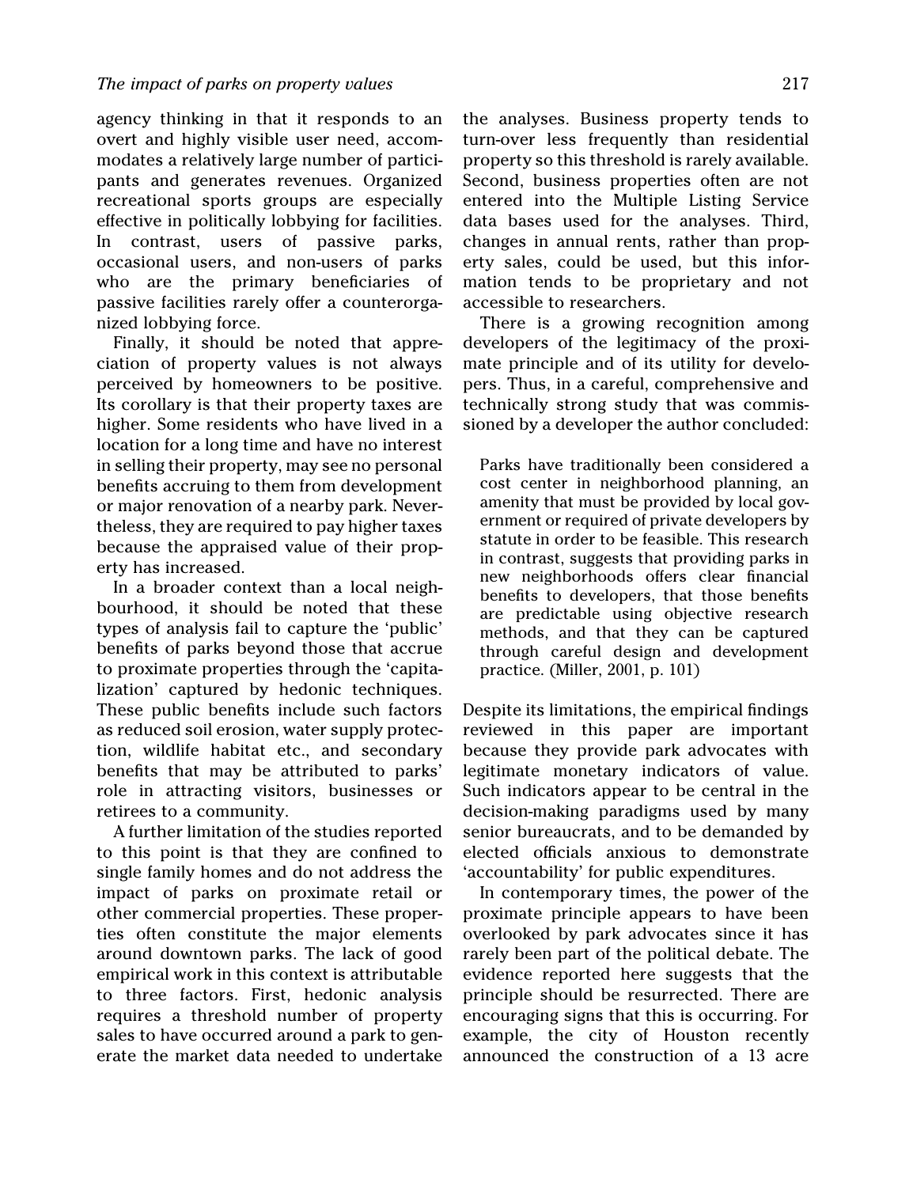agency thinking in that it responds to an overt and highly visible user need, accommodates a relatively large number of participants and generates revenues. Organized recreational sports groups are especially effective in politically lobbying for facilities. In contrast, users of passive parks, occasional users, and non-users of parks who are the primary beneficiaries of passive facilities rarely offer a counterorganized lobbying force.

Finally, it should be noted that appreciation of property values is not always perceived by homeowners to be positive. Its corollary is that their property taxes are higher. Some residents who have lived in a location for a long time and have no interest in selling their property, may see no personal benefits accruing to them from development or major renovation of a nearby park. Nevertheless, they are required to pay higher taxes because the appraised value of their property has increased.

In a broader context than a local neighbourhood, it should be noted that these types of analysis fail to capture the 'public' benefits of parks beyond those that accrue to proximate properties through the 'capitalization' captured by hedonic techniques. These public benefits include such factors as reduced soil erosion, water supply protection, wildlife habitat etc., and secondary benefits that may be attributed to parks' role in attracting visitors, businesses or retirees to a community.

A further limitation of the studies reported to this point is that they are confined to single family homes and do not address the impact of parks on proximate retail or other commercial properties. These properties often constitute the major elements around downtown parks. The lack of good empirical work in this context is attributable to three factors. First, hedonic analysis requires a threshold number of property sales to have occurred around a park to generate the market data needed to undertake the analyses. Business property tends to turn-over less frequently than residential property so this threshold is rarely available. Second, business properties often are not entered into the Multiple Listing Service data bases used for the analyses. Third, changes in annual rents, rather than property sales, could be used, but this information tends to be proprietary and not accessible to researchers.

There is a growing recognition among developers of the legitimacy of the proximate principle and of its utility for developers. Thus, in a careful, comprehensive and technically strong study that was commissioned by a developer the author concluded:

> Parks have traditionally been considered a cost center in neighborhood planning, an amenity that must be provided by local government or required of private developers by statute in order to be feasible. This research in contrast, suggests that providing parks in new neighborhoods offers clear financial benefits to developers, that those benefits are predictable using objective research methods, and that they can be captured through careful design and development practice. (Miller, 2001, p. 101)

Despite its limitations, the empirical findings reviewed in this paper are important because they provide park advocates with legitimate monetary indicators of value. Such indicators appear to be central in the decision-making paradigms used by many senior bureaucrats, and to be demanded by elected officials anxious to demonstrate 'accountability' for public expenditures.

In contemporary times, the power of the proximate principle appears to have been overlooked by park advocates since it has rarely been part of the political debate. The evidence reported here suggests that the principle should be resurrected. There are encouraging signs that this is occurring. For example, the city of Houston recently announced the construction of a 13 acre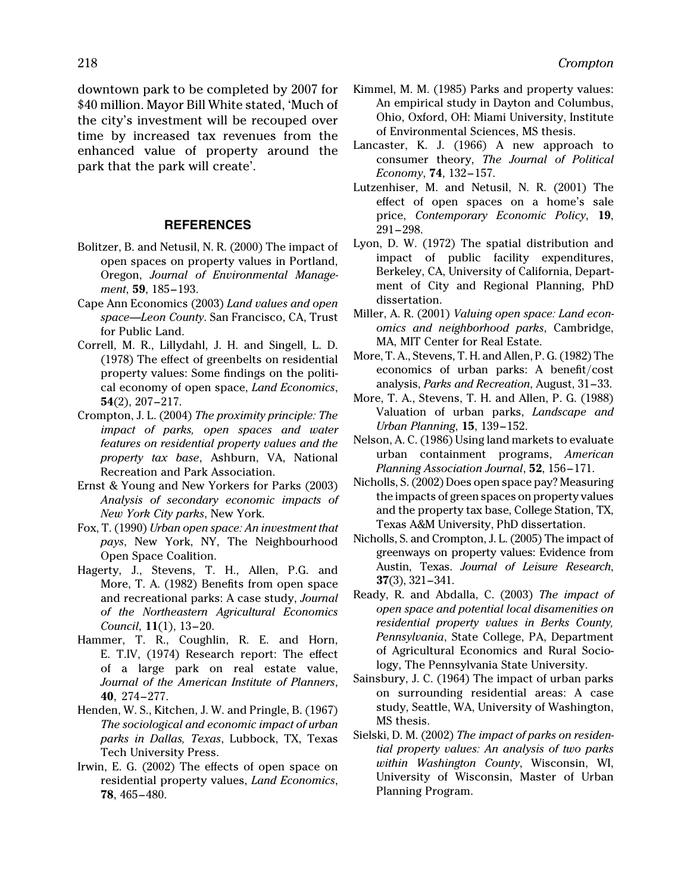downtown park to be completed by 2007 for $40 million. Mayor Bill White stated, 'Much of the city's investment will be recouped over time by increased tax revenues from the enhanced value of property around the park that the park will create'.

## REFERENCES

Bolitzer, B. and Netusil, N. R. (2000) The impact of open spaces on property values in Portland, Oregon, *Journal of Environmental Management*, **59**, 185–193.

Cape Ann Economics (2003) *Land values and open space—Leon County*. San Francisco, CA, Trust for Public Land.

Correll, M. R., Lillydahl, J. H. and Singell, L. D. (1978) The effect of greenbelts on residential property values: Some findings on the political economy of open space, *Land Economics*, **54**(2), 207–217.

Crompton, J. L. (2004) *The proximity principle: The impact of parks, open spaces and water features on residential property values and the property tax base*, Ashburn, VA, National Recreation and Park Association.

Ernst & Young and New Yorkers for Parks (2003) *Analysis of secondary economic impacts of New York City parks*, New York.

Fox, T. (1990) *Urban open space: An investment that pays*, New York, NY, The Neighbourhood Open Space Coalition.

Hagerty, J., Stevens, T. H., Allen, P.G. and More, T. A. (1982) Benefits from open space and recreational parks: A case study, *Journal of the Northeastern Agricultural Economics Council*, **11**(1), 13–20.

Hammer, T. R., Coughlin, R. E. and Horn, E. T.IV, (1974) Research report: The effect of a large park on real estate value, *Journal of the American Institute of Planners*, **40**, 274–277.

Henden, W. S., Kitchen, J. W. and Pringle, B. (1967) *The sociological and economic impact of urban parks in Dallas, Texas*, Lubbock, TX, Texas Tech University Press.

Irwin, E. G. (2002) The effects of open space on residential property values, *Land Economics*, **78**, 465–480.

Kimmel, M. M. (1985) Parks and property values: An empirical study in Dayton and Columbus, Ohio, Oxford, OH: Miami University, Institute of Environmental Sciences, MS thesis.

Lancaster, K. J. (1966) A new approach to consumer theory, *The Journal of Political Economy*, **74**, 132–157.

Lutzenhiser, M. and Netusil, N. R. (2001) The effect of open spaces on a home's sale price, *Contemporary Economic Policy*, **19**, 291–298.

Lyon, D. W. (1972) The spatial distribution and impact of public facility expenditures, Berkeley, CA, University of California, Department of City and Regional Planning, PhD dissertation.

Miller, A. R. (2001) *Valuing open space: Land economics and neighborhood parks*, Cambridge, MA, MIT Center for Real Estate.

More, T. A., Stevens, T. H. and Allen, P. G. (1982) The economics of urban parks: A benefit/cost analysis, *Parks and Recreation*, August, 31–33.

More, T. A., Stevens, T. H. and Allen, P. G. (1988) Valuation of urban parks, *Landscape and Urban Planning*, **15**, 139–152.

Nelson, A. C. (1986) Using land markets to evaluate urban containment programs, *American Planning Association Journal*, **52**, 156–171.

Nicholls, S. (2002) Does open space pay? Measuring the impacts of green spaces on property values and the property tax base, College Station, TX, Texas A&M University, PhD dissertation.

Nicholls, S. and Crompton, J. L. (2005) The impact of greenways on property values: Evidence from Austin, Texas. *Journal of Leisure Research*, **37**(3), 321–341.

Ready, R. and Abdalla, C. (2003) *The impact of open space and potential local disamenities on residential property values in Berks County, Pennsylvania*, State College, PA, Department of Agricultural Economics and Rural Sociology, The Pennsylvania State University.

Sainsbury, J. C. (1964) The impact of urban parks on surrounding residential areas: A case study, Seattle, WA, University of Washington, MS thesis.

Sielski, D. M. (2002) *The impact of parks on residential property values: An analysis of two parks within Washington County*, Wisconsin, WI, University of Wisconsin, Master of Urban Planning Program.